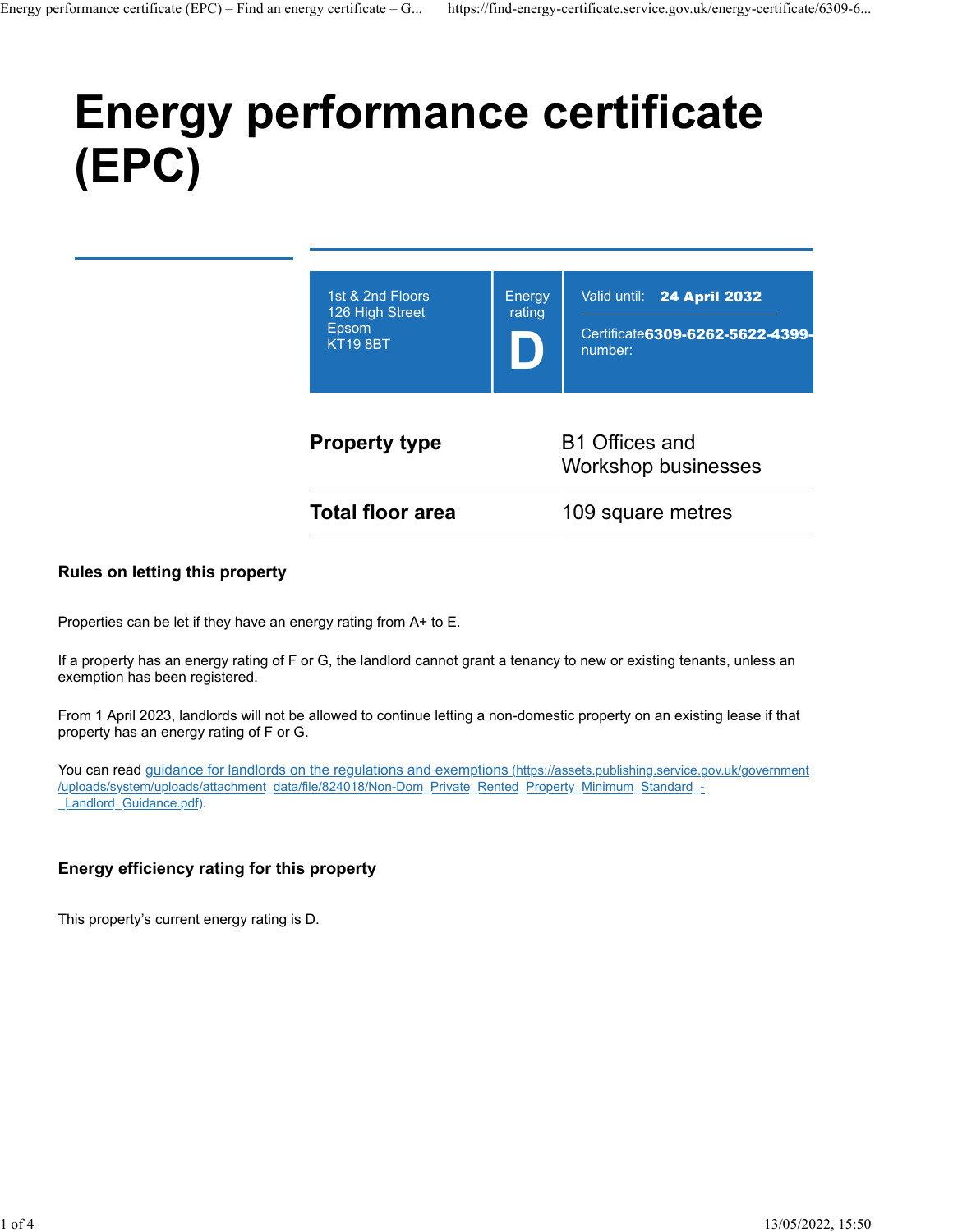# Energy performance certificate (EPC)

1st & 2nd Floors
126 High Street
Epsom
KT19 8BT

Energy rating

**D**

Valid until: **24 April 2032**

Certificate number: **6309-6262-5622-4399-**

| | |
|---|---|
| **Property type** | B1 Offices and Workshop businesses |
| **Total floor area** | 109 square metres |

### Rules on letting this property

Properties can be let if they have an energy rating from A+ to E.

If a property has an energy rating of F or G, the landlord cannot grant a tenancy to new or existing tenants, unless an exemption has been registered.

From 1 April 2023, landlords will not be allowed to continue letting a non-domestic property on an existing lease if that property has an energy rating of F or G.

You can read guidance for landlords on the regulations and exemptions (https://assets.publishing.service.gov.uk/government/uploads/system/uploads/attachment_data/file/824018/Non-Dom_Private_Rented_Property_Minimum_Standard_-_Landlord_Guidance.pdf).

### Energy efficiency rating for this property

This property's current energy rating is D.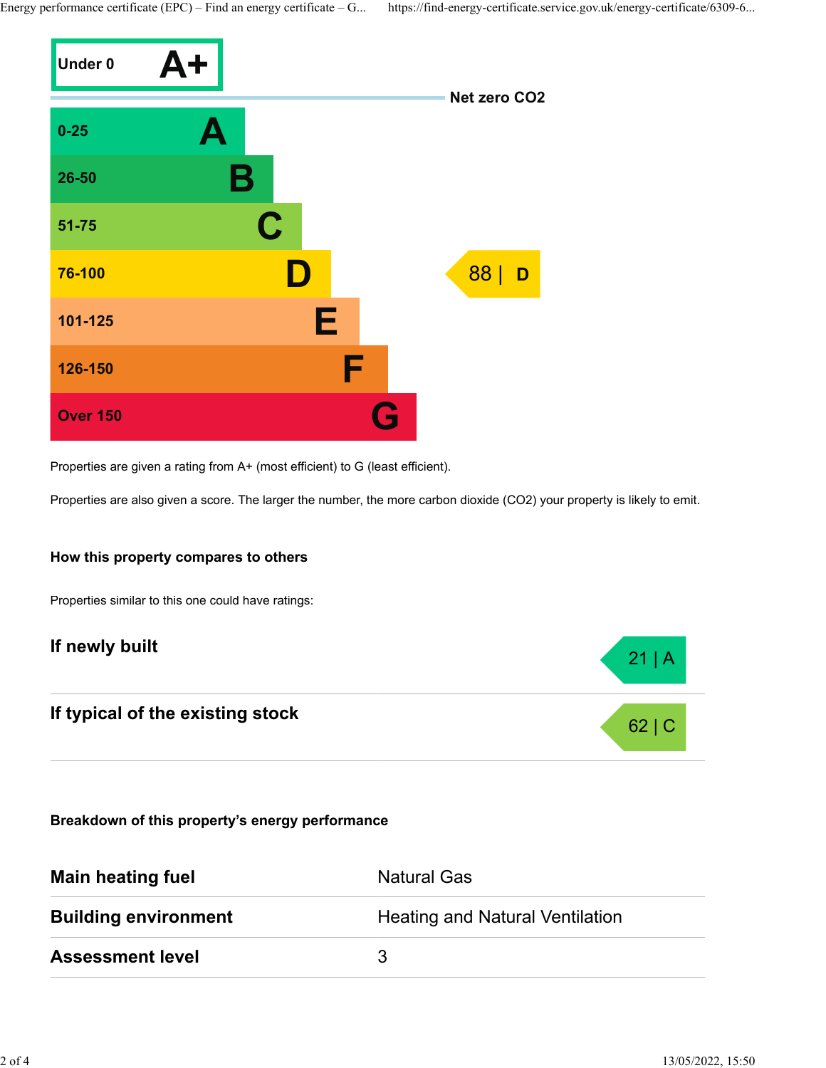| Score | Rating |
|---|---|
| Under 0 | A+ |
| 0-25 | A |
| 26-50 | B |
| 51-75 | C |
| 76-100 | D |
| 101-125 | E |
| 126-150 | F |
| Over 150 | G |

Net zero $CO_2$

This property: **88 | D**

Properties are given a rating from A+ (most efficient) to G (least efficient).

Properties are also given a score. The larger the number, the more carbon dioxide ($CO_2$) your property is likely to emit.

### How this property compares to others

Properties similar to this one could have ratings:

| | |
|---|---|
| **If newly built** | 21 \| A |
| **If typical of the existing stock** | 62 \| C |

### Breakdown of this property's energy performance

| | |
|---|---|
| **Main heating fuel** | Natural Gas |
| **Building environment** | Heating and Natural Ventilation |
| **Assessment level** | 3 |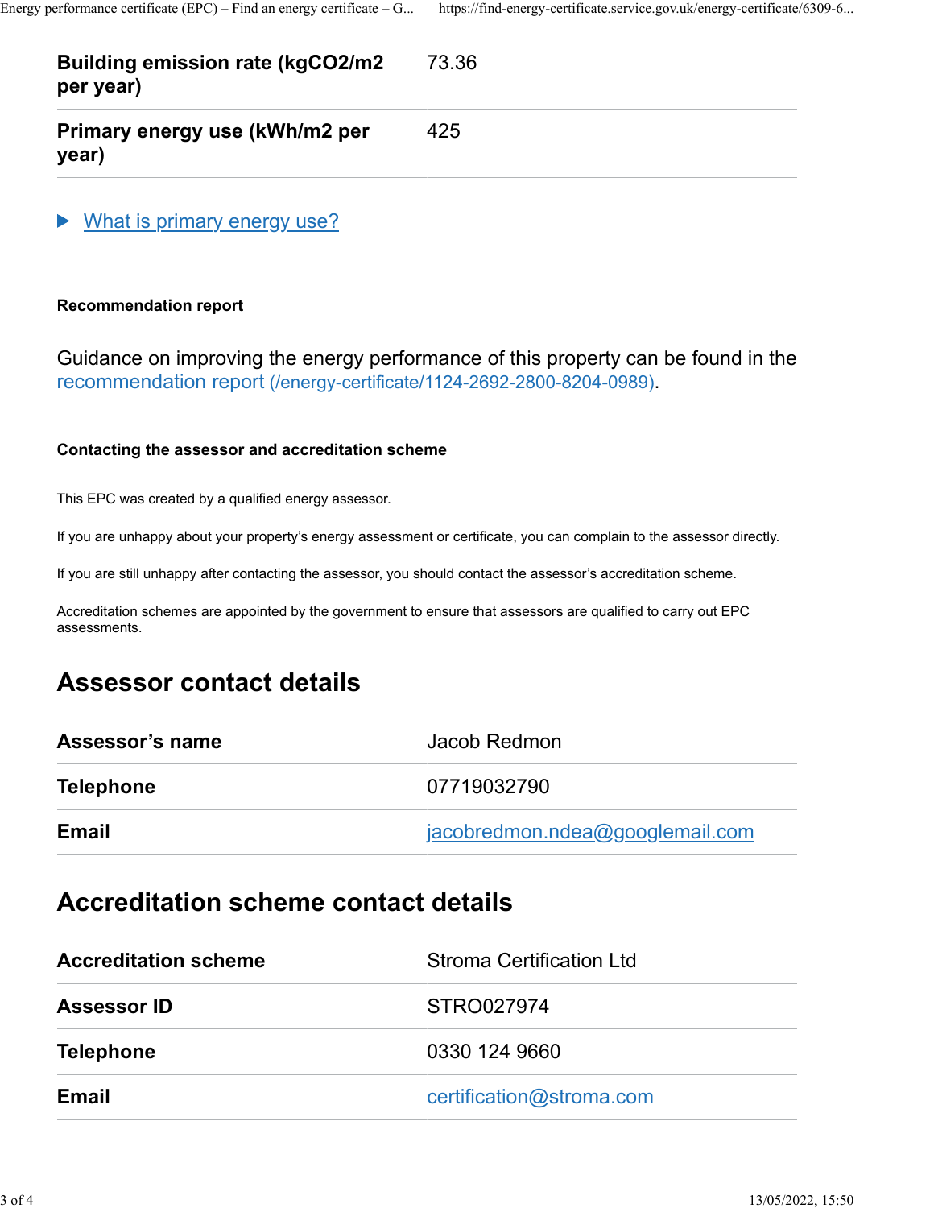| | |
|---|---|
| **Building emission rate (kgCO2/m2 per year)** | 73.36 |
| **Primary energy use (kWh/m2 per year)** | 425 |

▶ What is primary energy use?

#### Recommendation report

Guidance on improving the energy performance of this property can be found in the recommendation report (/energy-certificate/1124-2692-2800-8204-0989).

#### Contacting the assessor and accreditation scheme

This EPC was created by a qualified energy assessor.

If you are unhappy about your property's energy assessment or certificate, you can complain to the assessor directly.

If you are still unhappy after contacting the assessor, you should contact the assessor's accreditation scheme.

Accreditation schemes are appointed by the government to ensure that assessors are qualified to carry out EPC assessments.

## Assessor contact details

| | |
|---|---|
| **Assessor's name** | Jacob Redmon |
| **Telephone** | 07719032790 |
| **Email** | jacobredmon.ndea@googlemail.com |

## Accreditation scheme contact details

| | |
|---|---|
| **Accreditation scheme** | Stroma Certification Ltd |
| **Assessor ID** | STRO027974 |
| **Telephone** | 0330 124 9660 |
| **Email** | certification@stroma.com |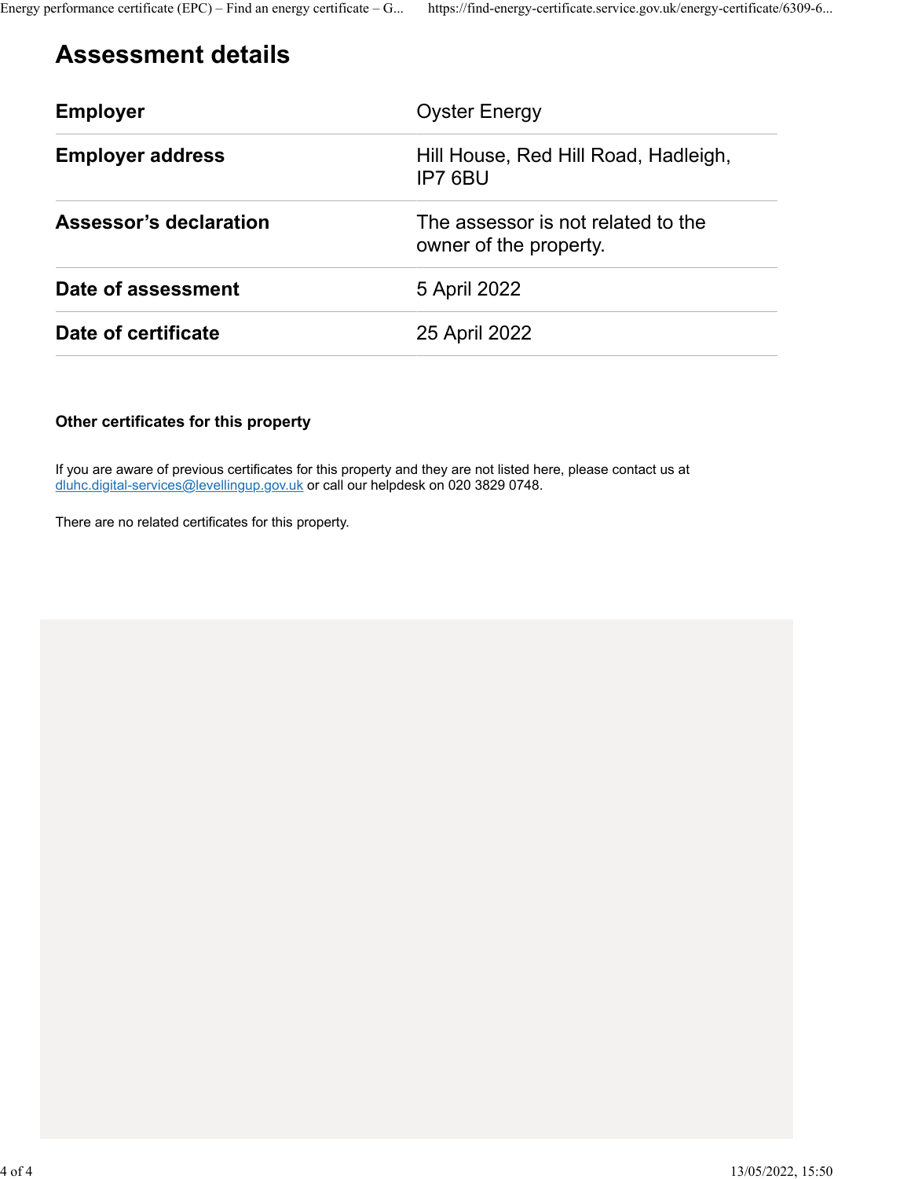## Assessment details

| | |
|---|---|
| **Employer** | Oyster Energy |
| **Employer address** | Hill House, Red Hill Road, Hadleigh, IP7 6BU |
| **Assessor's declaration** | The assessor is not related to the owner of the property. |
| **Date of assessment** | 5 April 2022 |
| **Date of certificate** | 25 April 2022 |

#### Other certificates for this property

If you are aware of previous certificates for this property and they are not listed here, please contact us at dluhc.digital-services@levellingup.gov.uk or call our helpdesk on 020 3829 0748.

There are no related certificates for this property.